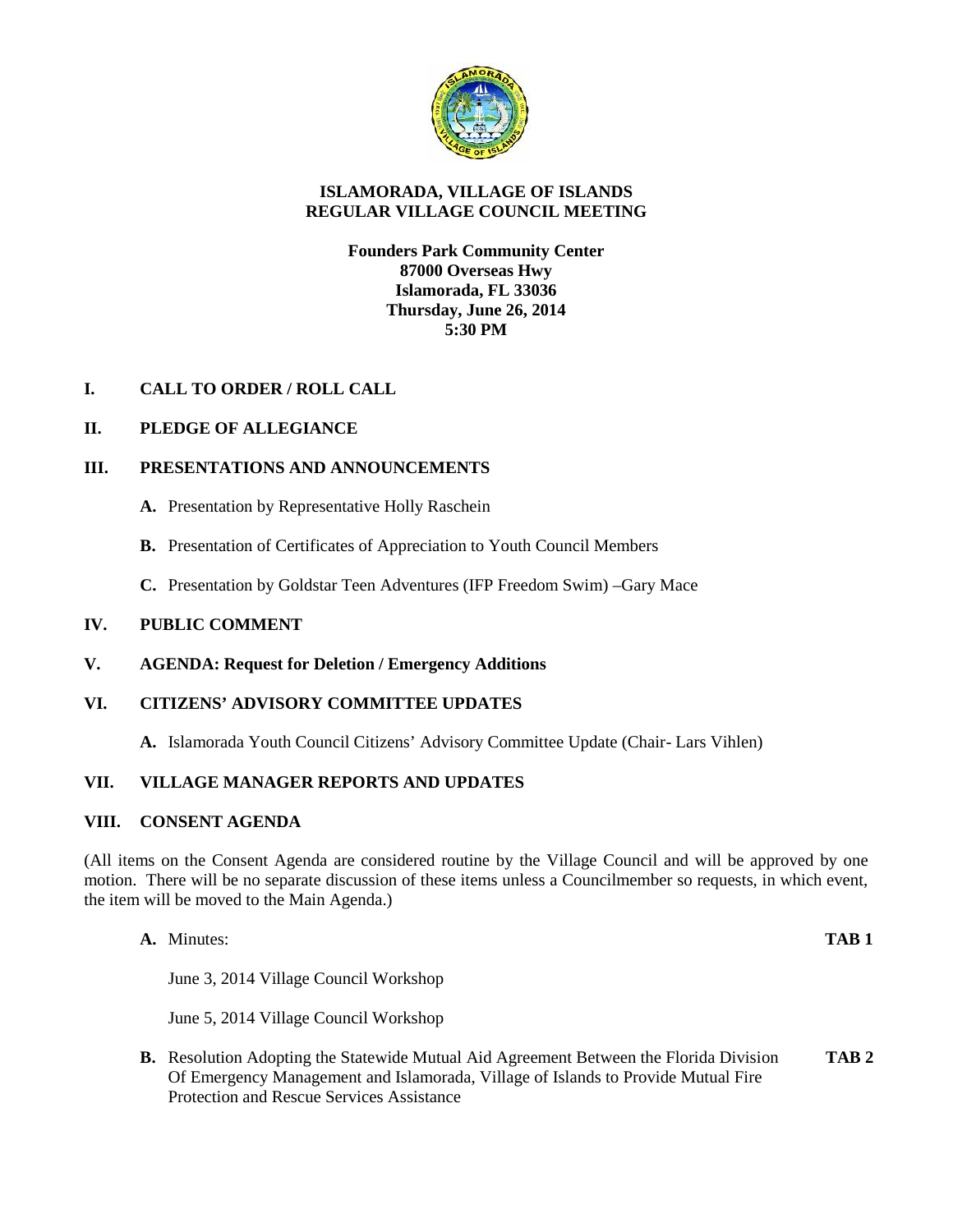# ISLAMORADA, VILLAGE OF ISLANDS
# REGULAR VILLAGE COUNCIL MEETING

**Founders Park Community Center**
**87000 Overseas Hwy**
**Islamorada, FL 33036**
**Thursday, June 26, 2014**
**5:30 PM**

## I. CALL TO ORDER / ROLL CALL

## II. PLEDGE OF ALLEGIANCE

## III. PRESENTATIONS AND ANNOUNCEMENTS

**A.** Presentation by Representative Holly Raschein

**B.** Presentation of Certificates of Appreciation to Youth Council Members

**C.** Presentation by Goldstar Teen Adventures (IFP Freedom Swim) –Gary Mace

## IV. PUBLIC COMMENT

## V. AGENDA: Request for Deletion / Emergency Additions

## VI. CITIZENS' ADVISORY COMMITTEE UPDATES

**A.** Islamorada Youth Council Citizens' Advisory Committee Update (Chair- Lars Vihlen)

## VII. VILLAGE MANAGER REPORTS AND UPDATES

## VIII. CONSENT AGENDA

(All items on the Consent Agenda are considered routine by the Village Council and will be approved by one motion. There will be no separate discussion of these items unless a Councilmember so requests, in which event, the item will be moved to the Main Agenda.)

**A.** Minutes: **TAB 1**

June 3, 2014 Village Council Workshop

June 5, 2014 Village Council Workshop

**B.** Resolution Adopting the Statewide Mutual Aid Agreement Between the Florida Division Of Emergency Management and Islamorada, Village of Islands to Provide Mutual Fire Protection and Rescue Services Assistance **TAB 2**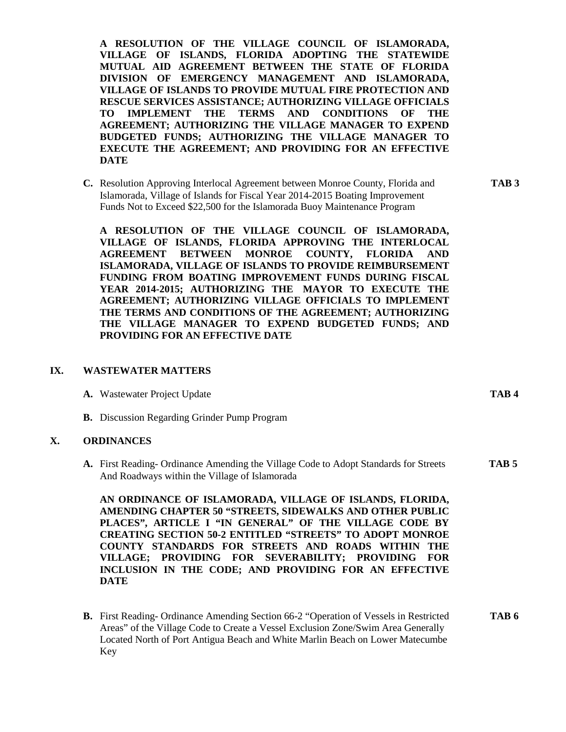**A RESOLUTION OF THE VILLAGE COUNCIL OF ISLAMORADA, VILLAGE OF ISLANDS, FLORIDA ADOPTING THE STATEWIDE MUTUAL AID AGREEMENT BETWEEN THE STATE OF FLORIDA DIVISION OF EMERGENCY MANAGEMENT AND ISLAMORADA, VILLAGE OF ISLANDS TO PROVIDE MUTUAL FIRE PROTECTION AND RESCUE SERVICES ASSISTANCE; AUTHORIZING VILLAGE OFFICIALS TO IMPLEMENT THE TERMS AND CONDITIONS OF THE AGREEMENT; AUTHORIZING THE VILLAGE MANAGER TO EXPEND BUDGETED FUNDS; AUTHORIZING THE VILLAGE MANAGER TO EXECUTE THE AGREEMENT; AND PROVIDING FOR AN EFFECTIVE DATE**

**C.** Resolution Approving Interlocal Agreement between Monroe County, Florida and Islamorada, Village of Islands for Fiscal Year 2014-2015 Boating Improvement Funds Not to Exceed $22,500 for the Islamorada Buoy Maintenance Program **TAB 3**

**A RESOLUTION OF THE VILLAGE COUNCIL OF ISLAMORADA, VILLAGE OF ISLANDS, FLORIDA APPROVING THE INTERLOCAL AGREEMENT BETWEEN MONROE COUNTY, FLORIDA AND ISLAMORADA, VILLAGE OF ISLANDS TO PROVIDE REIMBURSEMENT FUNDING FROM BOATING IMPROVEMENT FUNDS DURING FISCAL YEAR 2014-2015; AUTHORIZING THE MAYOR TO EXECUTE THE AGREEMENT; AUTHORIZING VILLAGE OFFICIALS TO IMPLEMENT THE TERMS AND CONDITIONS OF THE AGREEMENT; AUTHORIZING THE VILLAGE MANAGER TO EXPEND BUDGETED FUNDS; AND PROVIDING FOR AN EFFECTIVE DATE**

## IX. WASTEWATER MATTERS

**A.** Wastewater Project Update **TAB 4**

**B.** Discussion Regarding Grinder Pump Program

## X. ORDINANCES

**A.** First Reading- Ordinance Amending the Village Code to Adopt Standards for Streets And Roadways within the Village of Islamorada **TAB 5**

**AN ORDINANCE OF ISLAMORADA, VILLAGE OF ISLANDS, FLORIDA, AMENDING CHAPTER 50 "STREETS, SIDEWALKS AND OTHER PUBLIC PLACES", ARTICLE I "IN GENERAL" OF THE VILLAGE CODE BY CREATING SECTION 50-2 ENTITLED "STREETS" TO ADOPT MONROE COUNTY STANDARDS FOR STREETS AND ROADS WITHIN THE VILLAGE; PROVIDING FOR SEVERABILITY; PROVIDING FOR INCLUSION IN THE CODE; AND PROVIDING FOR AN EFFECTIVE DATE**

**B.** First Reading- Ordinance Amending Section 66-2 "Operation of Vessels in Restricted Areas" of the Village Code to Create a Vessel Exclusion Zone/Swim Area Generally Located North of Port Antigua Beach and White Marlin Beach on Lower Matecumbe Key **TAB 6**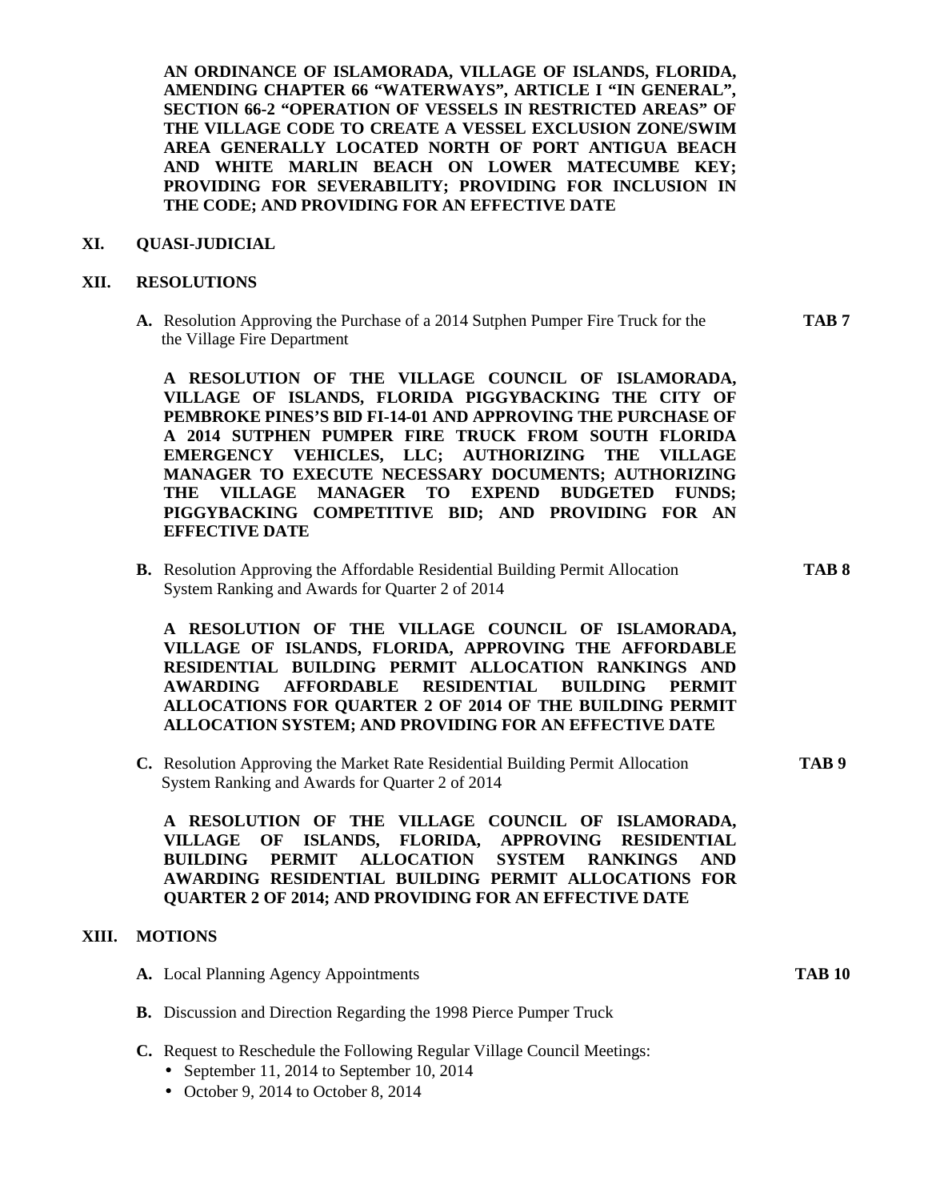**AN ORDINANCE OF ISLAMORADA, VILLAGE OF ISLANDS, FLORIDA, AMENDING CHAPTER 66 "WATERWAYS", ARTICLE I "IN GENERAL", SECTION 66-2 "OPERATION OF VESSELS IN RESTRICTED AREAS" OF THE VILLAGE CODE TO CREATE A VESSEL EXCLUSION ZONE/SWIM AREA GENERALLY LOCATED NORTH OF PORT ANTIGUA BEACH AND WHITE MARLIN BEACH ON LOWER MATECUMBE KEY; PROVIDING FOR SEVERABILITY; PROVIDING FOR INCLUSION IN THE CODE; AND PROVIDING FOR AN EFFECTIVE DATE**

## XI. QUASI-JUDICIAL

## XII. RESOLUTIONS

**A.** Resolution Approving the Purchase of a 2014 Sutphen Pumper Fire Truck for the the Village Fire Department **TAB 7**

**A RESOLUTION OF THE VILLAGE COUNCIL OF ISLAMORADA, VILLAGE OF ISLANDS, FLORIDA PIGGYBACKING THE CITY OF PEMBROKE PINES'S BID FI-14-01 AND APPROVING THE PURCHASE OF A 2014 SUTPHEN PUMPER FIRE TRUCK FROM SOUTH FLORIDA EMERGENCY VEHICLES, LLC; AUTHORIZING THE VILLAGE MANAGER TO EXECUTE NECESSARY DOCUMENTS; AUTHORIZING THE VILLAGE MANAGER TO EXPEND BUDGETED FUNDS; PIGGYBACKING COMPETITIVE BID; AND PROVIDING FOR AN EFFECTIVE DATE**

**B.** Resolution Approving the Affordable Residential Building Permit Allocation System Ranking and Awards for Quarter 2 of 2014 **TAB 8**

**A RESOLUTION OF THE VILLAGE COUNCIL OF ISLAMORADA, VILLAGE OF ISLANDS, FLORIDA, APPROVING THE AFFORDABLE RESIDENTIAL BUILDING PERMIT ALLOCATION RANKINGS AND AWARDING AFFORDABLE RESIDENTIAL BUILDING PERMIT ALLOCATIONS FOR QUARTER 2 OF 2014 OF THE BUILDING PERMIT ALLOCATION SYSTEM; AND PROVIDING FOR AN EFFECTIVE DATE**

**C.** Resolution Approving the Market Rate Residential Building Permit Allocation System Ranking and Awards for Quarter 2 of 2014 **TAB 9**

**A RESOLUTION OF THE VILLAGE COUNCIL OF ISLAMORADA, VILLAGE OF ISLANDS, FLORIDA, APPROVING RESIDENTIAL BUILDING PERMIT ALLOCATION SYSTEM RANKINGS AND AWARDING RESIDENTIAL BUILDING PERMIT ALLOCATIONS FOR QUARTER 2 OF 2014; AND PROVIDING FOR AN EFFECTIVE DATE**

## XIII. MOTIONS

**A.** Local Planning Agency Appointments **TAB 10**

**B.** Discussion and Direction Regarding the 1998 Pierce Pumper Truck

**C.** Request to Reschedule the Following Regular Village Council Meetings:

- September 11, 2014 to September 10, 2014
- October 9, 2014 to October 8, 2014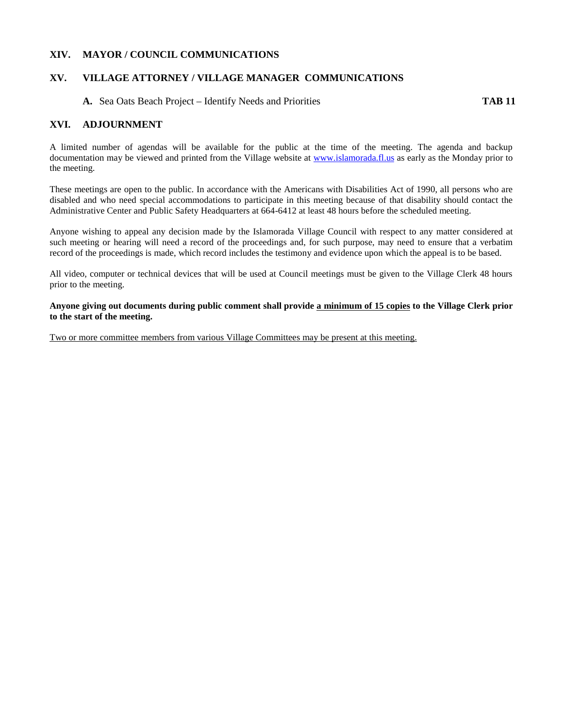## XIV. MAYOR / COUNCIL COMMUNICATIONS

## XV. VILLAGE ATTORNEY / VILLAGE MANAGER COMMUNICATIONS

**A.** Sea Oats Beach Project – Identify Needs and Priorities **TAB 11**

## XVI. ADJOURNMENT

A limited number of agendas will be available for the public at the time of the meeting. The agenda and backup documentation may be viewed and printed from the Village website at www.islamorada.fl.us as early as the Monday prior to the meeting.

These meetings are open to the public. In accordance with the Americans with Disabilities Act of 1990, all persons who are disabled and who need special accommodations to participate in this meeting because of that disability should contact the Administrative Center and Public Safety Headquarters at 664-6412 at least 48 hours before the scheduled meeting.

Anyone wishing to appeal any decision made by the Islamorada Village Council with respect to any matter considered at such meeting or hearing will need a record of the proceedings and, for such purpose, may need to ensure that a verbatim record of the proceedings is made, which record includes the testimony and evidence upon which the appeal is to be based.

All video, computer or technical devices that will be used at Council meetings must be given to the Village Clerk 48 hours prior to the meeting.

**Anyone giving out documents during public comment shall provide a minimum of 15 copies to the Village Clerk prior to the start of the meeting.**

Two or more committee members from various Village Committees may be present at this meeting.